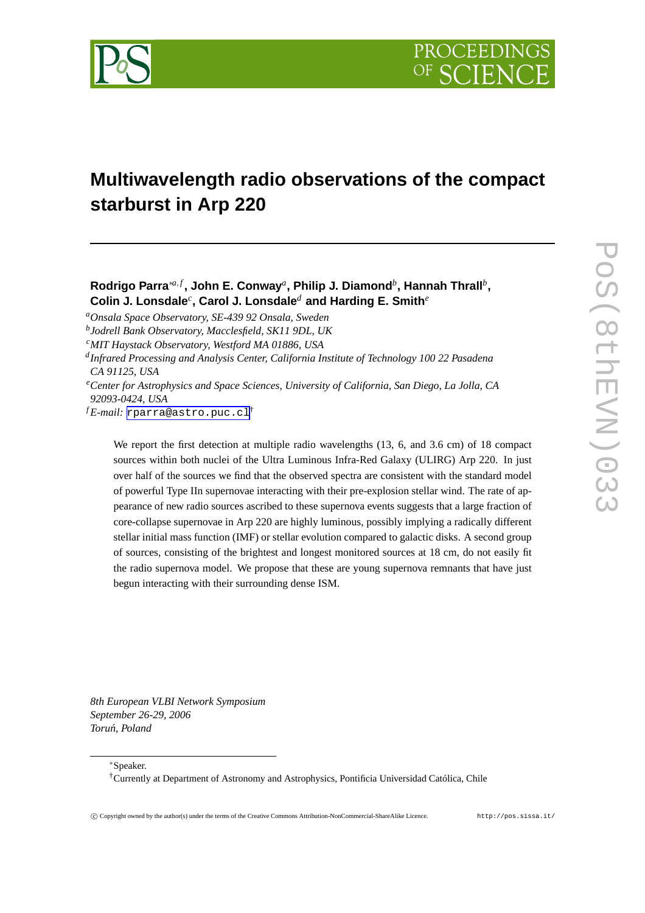# Multiwavelength radio observations of the compact starburst in Arp 220

**Rodrigo Parra**[∗a,f], **John E. Conway**[a], **Philip J. Diamond**[b], **Hannah Thrall**[b], **Colin J. Lonsdale**[c], **Carol J. Lonsdale**[d] **and Harding E. Smith**[e]

[a] *Onsala Space Observatory, SE-439 92 Onsala, Sweden*
[b] *Jodrell Bank Observatory, Macclesfield, SK11 9DL, UK*
[c] *MIT Haystack Observatory, Westford MA 01886, USA*
[d] *Infrared Processing and Analysis Center, California Institute of Technology 100 22 Pasadena CA 91125, USA*
[e] *Center for Astrophysics and Space Sciences, University of California, San Diego, La Jolla, CA 92093-0424, USA*
[f] *E-mail:* `rparra@astro.puc.cl`[†]

We report the first detection at multiple radio wavelengths (13, 6, and 3.6 cm) of 18 compact sources within both nuclei of the Ultra Luminous Infra-Red Galaxy (ULIRG) Arp 220. In just over half of the sources we find that the observed spectra are consistent with the standard model of powerful Type IIn supernovae interacting with their pre-explosion stellar wind. The rate of appearance of new radio sources ascribed to these supernova events suggests that a large fraction of core-collapse supernovae in Arp 220 are highly luminous, possibly implying a radically different stellar initial mass function (IMF) or stellar evolution compared to galactic disks. A second group of sources, consisting of the brightest and longest monitored sources at 18 cm, do not easily fit the radio supernova model. We propose that these are young supernova remnants that have just begun interacting with their surrounding dense ISM.

*8th European VLBI Network Symposium*
*September 26-29, 2006*
*Toruń, Poland*

---

∗Speaker.
†Currently at Department of Astronomy and Astrophysics, Pontificia Universidad Católica, Chile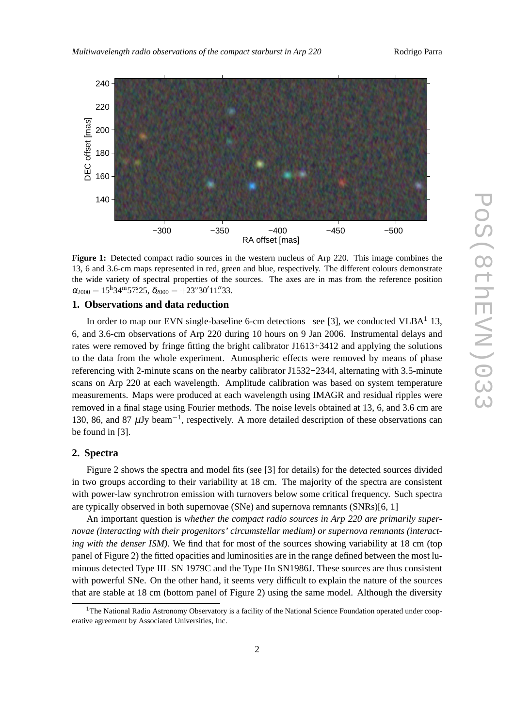**Figure 1:** Detected compact radio sources in the western nucleus of Arp 220. This image combines the 13, 6 and 3.6-cm maps represented in red, green and blue, respectively. The different colours demonstrate the wide variety of spectral properties of the sources. The axes are in mas from the reference position $\alpha_{2000} = 15^{\rm h}34^{\rm m}57^{\rm s}.25$, $\delta_{2000} = +23^\circ 30' 11''.33$.

## 1. Observations and data reduction

In order to map our EVN single-baseline 6-cm detections –see [3], we conducted VLBA[1] 13, 6, and 3.6-cm observations of Arp 220 during 10 hours on 9 Jan 2006. Instrumental delays and rates were removed by fringe fitting the bright calibrator J1613+3412 and applying the solutions to the data from the whole experiment. Atmospheric effects were removed by means of phase referencing with 2-minute scans on the nearby calibrator J1532+2344, alternating with 3.5-minute scans on Arp 220 at each wavelength. Amplitude calibration was based on system temperature measurements. Maps were produced at each wavelength using IMAGR and residual ripples were removed in a final stage using Fourier methods. The noise levels obtained at 13, 6, and 3.6 cm are 130, 86, and 87 $\mu$Jy beam$^{-1}$, respectively. A more detailed description of these observations can be found in [3].

## 2. Spectra

Figure 2 shows the spectra and model fits (see [3] for details) for the detected sources divided in two groups according to their variability at 18 cm. The majority of the spectra are consistent with power-law synchrotron emission with turnovers below some critical frequency. Such spectra are typically observed in both supernovae (SNe) and supernova remnants (SNRs)[6, 1]

An important question is *whether the compact radio sources in Arp 220 are primarily supernovae (interacting with their progenitors' circumstellar medium) or supernova remnants (interacting with the denser ISM)*. We find that for most of the sources showing variability at 18 cm (top panel of Figure 2) the fitted opacities and luminosities are in the range defined between the most luminous detected Type IIL SN 1979C and the Type IIn SN1986J. These sources are thus consistent with powerful SNe. On the other hand, it seems very difficult to explain the nature of the sources that are stable at 18 cm (bottom panel of Figure 2) using the same model. Although the diversity

[1] The National Radio Astronomy Observatory is a facility of the National Science Foundation operated under cooperative agreement by Associated Universities, Inc.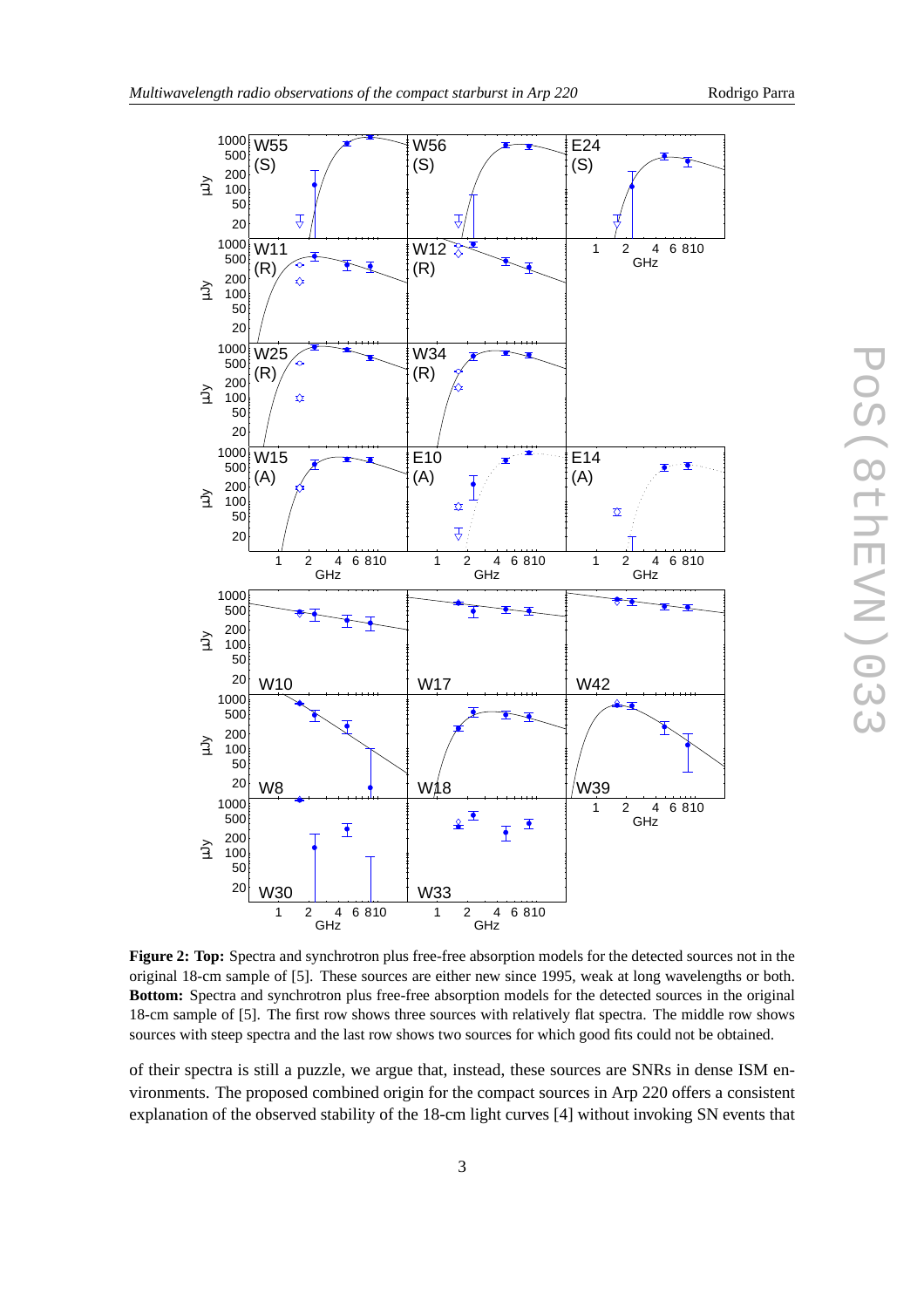**Figure 2: Top:** Spectra and synchrotron plus free-free absorption models for the detected sources not in the original 18-cm sample of [5]. These sources are either new since 1995, weak at long wavelengths or both. **Bottom:** Spectra and synchrotron plus free-free absorption models for the detected sources in the original 18-cm sample of [5]. The first row shows three sources with relatively flat spectra. The middle row shows sources with steep spectra and the last row shows two sources for which good fits could not be obtained.

of their spectra is still a puzzle, we argue that, instead, these sources are SNRs in dense ISM environments. The proposed combined origin for the compact sources in Arp 220 offers a consistent explanation of the observed stability of the 18-cm light curves [4] without invoking SN events that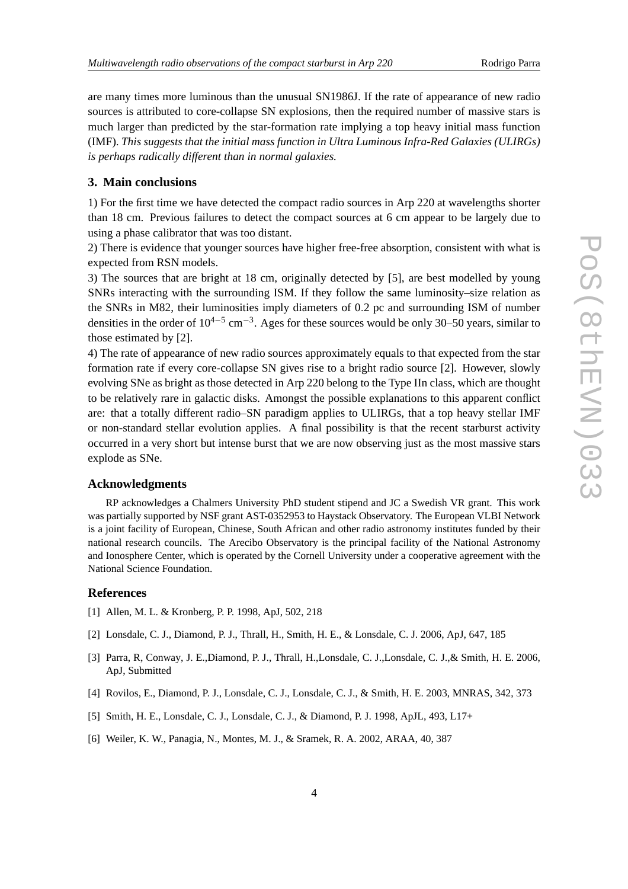are many times more luminous than the unusual SN1986J. If the rate of appearance of new radio sources is attributed to core-collapse SN explosions, then the required number of massive stars is much larger than predicted by the star-formation rate implying a top heavy initial mass function (IMF). *This suggests that the initial mass function in Ultra Luminous Infra-Red Galaxies (ULIRGs) is perhaps radically different than in normal galaxies.*

## 3. Main conclusions

1) For the first time we have detected the compact radio sources in Arp 220 at wavelengths shorter than 18 cm. Previous failures to detect the compact sources at 6 cm appear to be largely due to using a phase calibrator that was too distant.

2) There is evidence that younger sources have higher free-free absorption, consistent with what is expected from RSN models.

3) The sources that are bright at 18 cm, originally detected by [5], are best modelled by young SNRs interacting with the surrounding ISM. If they follow the same luminosity–size relation as the SNRs in M82, their luminosities imply diameters of 0.2 pc and surrounding ISM of number densities in the order of $10^{4-5}$ cm$^{-3}$. Ages for these sources would be only 30–50 years, similar to those estimated by [2].

4) The rate of appearance of new radio sources approximately equals to that expected from the star formation rate if every core-collapse SN gives rise to a bright radio source [2]. However, slowly evolving SNe as bright as those detected in Arp 220 belong to the Type IIn class, which are thought to be relatively rare in galactic disks. Amongst the possible explanations to this apparent conflict are: that a totally different radio–SN paradigm applies to ULIRGs, that a top heavy stellar IMF or non-standard stellar evolution applies. A final possibility is that the recent starburst activity occurred in a very short but intense burst that we are now observing just as the most massive stars explode as SNe.

## Acknowledgments

RP acknowledges a Chalmers University PhD student stipend and JC a Swedish VR grant. This work was partially supported by NSF grant AST-0352953 to Haystack Observatory. The European VLBI Network is a joint facility of European, Chinese, South African and other radio astronomy institutes funded by their national research councils. The Arecibo Observatory is the principal facility of the National Astronomy and Ionosphere Center, which is operated by the Cornell University under a cooperative agreement with the National Science Foundation.

## References

[1] Allen, M. L. & Kronberg, P. P. 1998, ApJ, 502, 218

[2] Lonsdale, C. J., Diamond, P. J., Thrall, H., Smith, H. E., & Lonsdale, C. J. 2006, ApJ, 647, 185

[3] Parra, R, Conway, J. E.,Diamond, P. J., Thrall, H.,Lonsdale, C. J.,Lonsdale, C. J.,& Smith, H. E. 2006, ApJ, Submitted

[4] Rovilos, E., Diamond, P. J., Lonsdale, C. J., Lonsdale, C. J., & Smith, H. E. 2003, MNRAS, 342, 373

[5] Smith, H. E., Lonsdale, C. J., Lonsdale, C. J., & Diamond, P. J. 1998, ApJL, 493, L17+

[6] Weiler, K. W., Panagia, N., Montes, M. J., & Sramek, R. A. 2002, ARAA, 40, 387